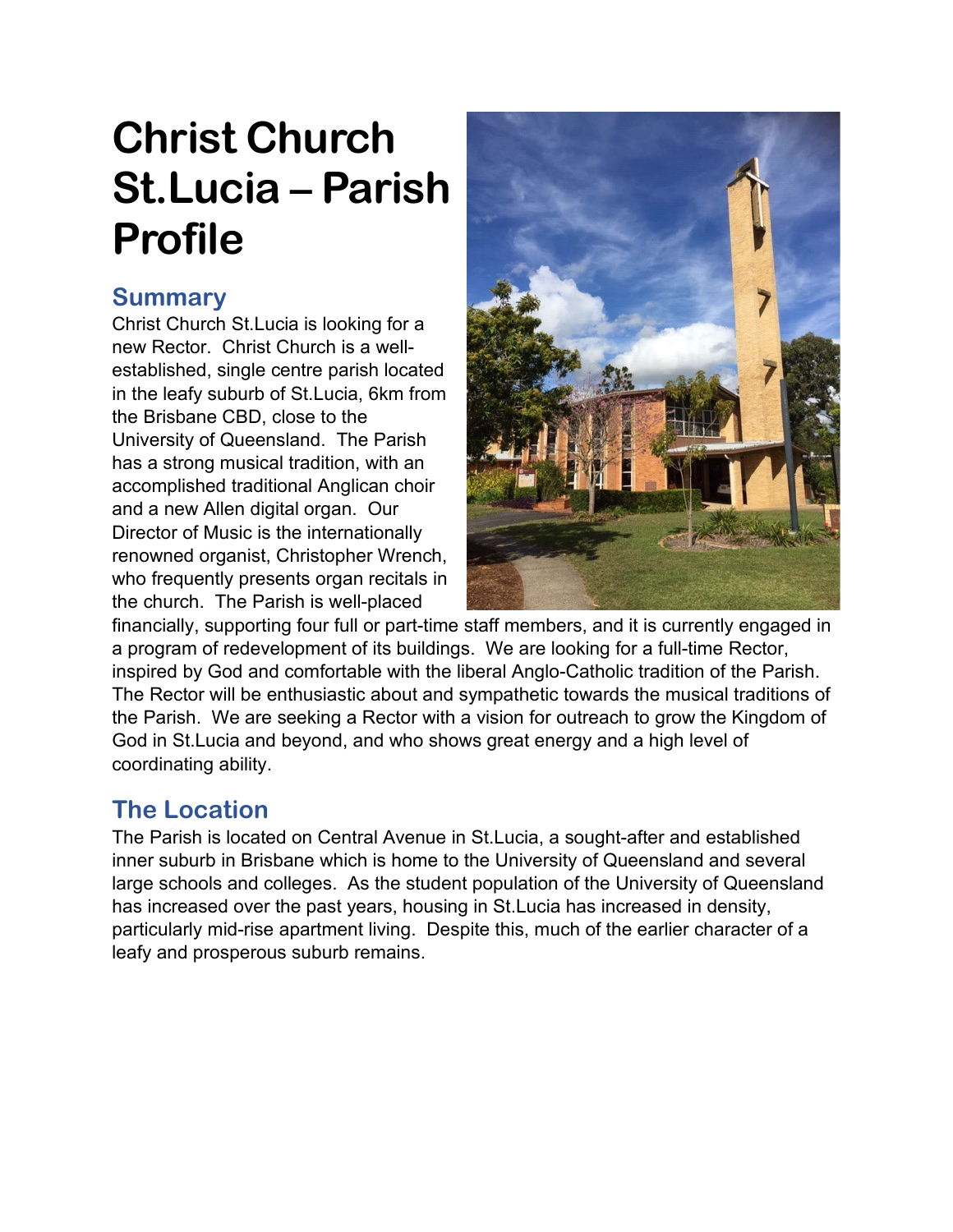# Christ Church St.Lucia – Parish Profile

## Summary

Christ Church St.Lucia is looking for a new Rector. Christ Church is a well-established, single centre parish located in the leafy suburb of St.Lucia, 6km from the Brisbane CBD, close to the University of Queensland. The Parish has a strong musical tradition, with an accomplished traditional Anglican choir and a new Allen digital organ. Our Director of Music is the internationally renowned organist, Christopher Wrench, who frequently presents organ recitals in the church. The Parish is well-placed financially, supporting four full or part-time staff members, and it is currently engaged in a program of redevelopment of its buildings. We are looking for a full-time Rector, inspired by God and comfortable with the liberal Anglo-Catholic tradition of the Parish. The Rector will be enthusiastic about and sympathetic towards the musical traditions of the Parish. We are seeking a Rector with a vision for outreach to grow the Kingdom of God in St.Lucia and beyond, and who shows great energy and a high level of coordinating ability.

## The Location

The Parish is located on Central Avenue in St.Lucia, a sought-after and established inner suburb in Brisbane which is home to the University of Queensland and several large schools and colleges. As the student population of the University of Queensland has increased over the past years, housing in St.Lucia has increased in density, particularly mid-rise apartment living. Despite this, much of the earlier character of a leafy and prosperous suburb remains.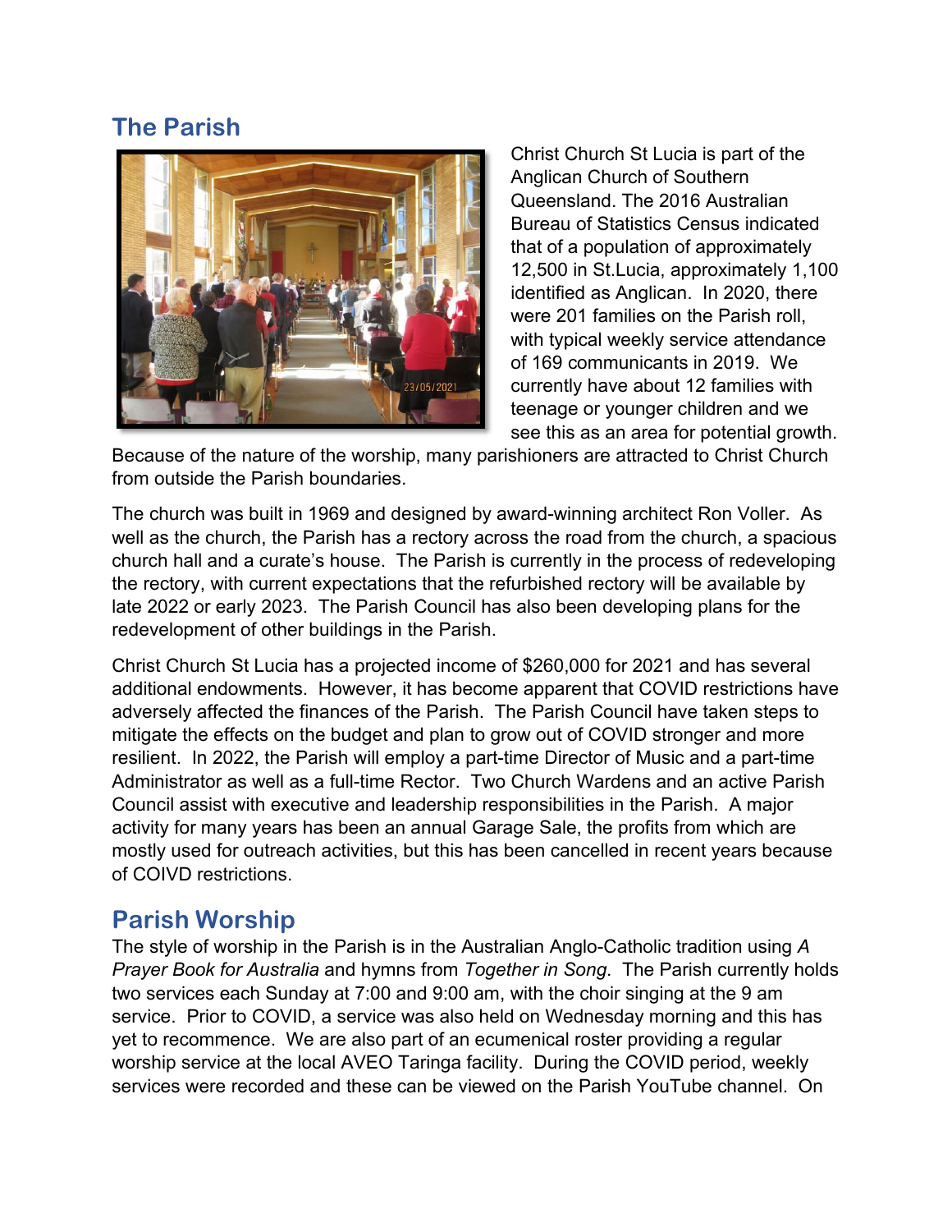## The Parish

Christ Church St Lucia is part of the Anglican Church of Southern Queensland. The 2016 Australian Bureau of Statistics Census indicated that of a population of approximately 12,500 in St.Lucia, approximately 1,100 identified as Anglican. In 2020, there were 201 families on the Parish roll, with typical weekly service attendance of 169 communicants in 2019. We currently have about 12 families with teenage or younger children and we see this as an area for potential growth. Because of the nature of the worship, many parishioners are attracted to Christ Church from outside the Parish boundaries.

The church was built in 1969 and designed by award-winning architect Ron Voller. As well as the church, the Parish has a rectory across the road from the church, a spacious church hall and a curate's house. The Parish is currently in the process of redeveloping the rectory, with current expectations that the refurbished rectory will be available by late 2022 or early 2023. The Parish Council has also been developing plans for the redevelopment of other buildings in the Parish.

Christ Church St Lucia has a projected income of $260,000 for 2021 and has several additional endowments. However, it has become apparent that COVID restrictions have adversely affected the finances of the Parish. The Parish Council have taken steps to mitigate the effects on the budget and plan to grow out of COVID stronger and more resilient. In 2022, the Parish will employ a part-time Director of Music and a part-time Administrator as well as a full-time Rector. Two Church Wardens and an active Parish Council assist with executive and leadership responsibilities in the Parish. A major activity for many years has been an annual Garage Sale, the profits from which are mostly used for outreach activities, but this has been cancelled in recent years because of COIVD restrictions.

## Parish Worship

The style of worship in the Parish is in the Australian Anglo-Catholic tradition using *A Prayer Book for Australia* and hymns from *Together in Song*. The Parish currently holds two services each Sunday at 7:00 and 9:00 am, with the choir singing at the 9 am service. Prior to COVID, a service was also held on Wednesday morning and this has yet to recommence. We are also part of an ecumenical roster providing a regular worship service at the local AVEO Taringa facility. During the COVID period, weekly services were recorded and these can be viewed on the Parish YouTube channel. On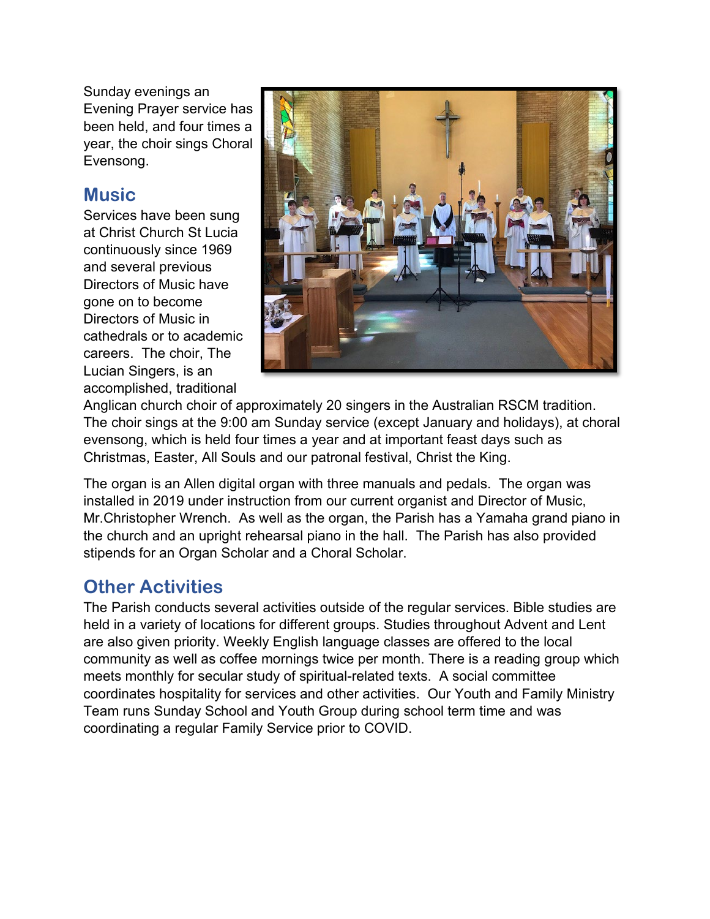Sunday evenings an Evening Prayer service has been held, and four times a year, the choir sings Choral Evensong.

## Music

Services have been sung at Christ Church St Lucia continuously since 1969 and several previous Directors of Music have gone on to become Directors of Music in cathedrals or to academic careers. The choir, The Lucian Singers, is an accomplished, traditional Anglican church choir of approximately 20 singers in the Australian RSCM tradition. The choir sings at the 9:00 am Sunday service (except January and holidays), at choral evensong, which is held four times a year and at important feast days such as Christmas, Easter, All Souls and our patronal festival, Christ the King.

The organ is an Allen digital organ with three manuals and pedals. The organ was installed in 2019 under instruction from our current organist and Director of Music, Mr.Christopher Wrench. As well as the organ, the Parish has a Yamaha grand piano in the church and an upright rehearsal piano in the hall. The Parish has also provided stipends for an Organ Scholar and a Choral Scholar.

## Other Activities

The Parish conducts several activities outside of the regular services. Bible studies are held in a variety of locations for different groups. Studies throughout Advent and Lent are also given priority. Weekly English language classes are offered to the local community as well as coffee mornings twice per month. There is a reading group which meets monthly for secular study of spiritual-related texts. A social committee coordinates hospitality for services and other activities. Our Youth and Family Ministry Team runs Sunday School and Youth Group during school term time and was coordinating a regular Family Service prior to COVID.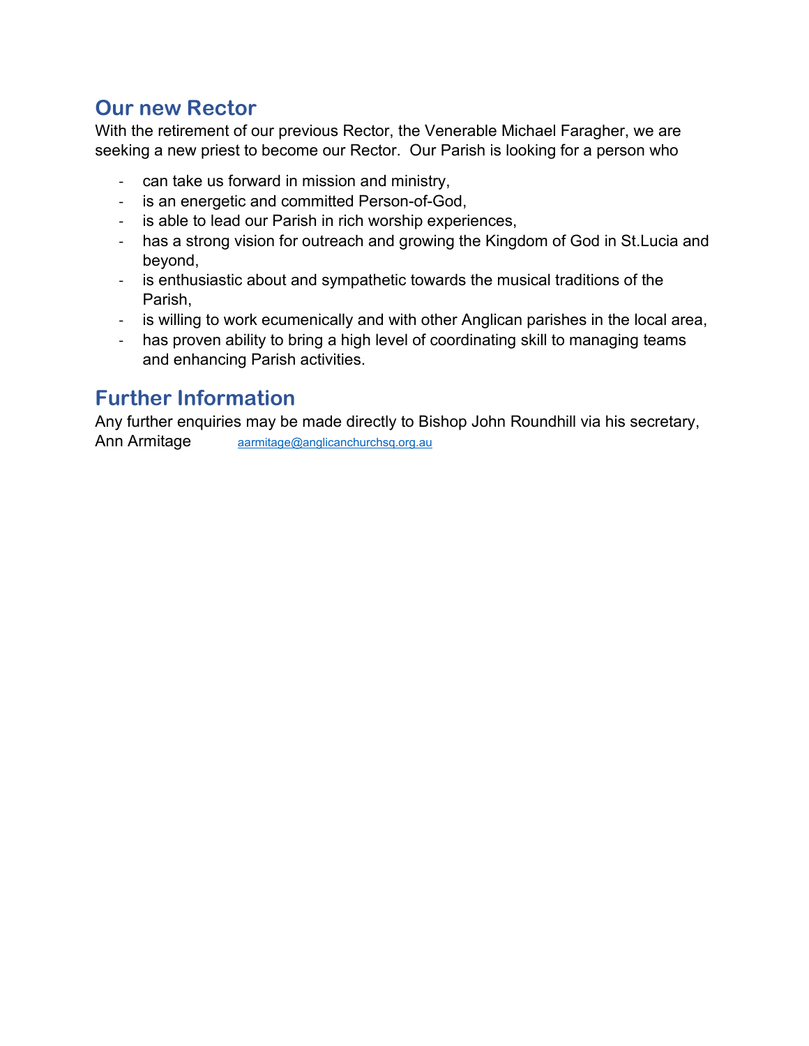## Our new Rector

With the retirement of our previous Rector, the Venerable Michael Faragher, we are seeking a new priest to become our Rector. Our Parish is looking for a person who

- can take us forward in mission and ministry,
- is an energetic and committed Person-of-God,
- is able to lead our Parish in rich worship experiences,
- has a strong vision for outreach and growing the Kingdom of God in St.Lucia and beyond,
- is enthusiastic about and sympathetic towards the musical traditions of the Parish,
- is willing to work ecumenically and with other Anglican parishes in the local area,
- has proven ability to bring a high level of coordinating skill to managing teams and enhancing Parish activities.

## Further Information

Any further enquiries may be made directly to Bishop John Roundhill via his secretary, Ann Armitage aarmitage@anglicanchurchsq.org.au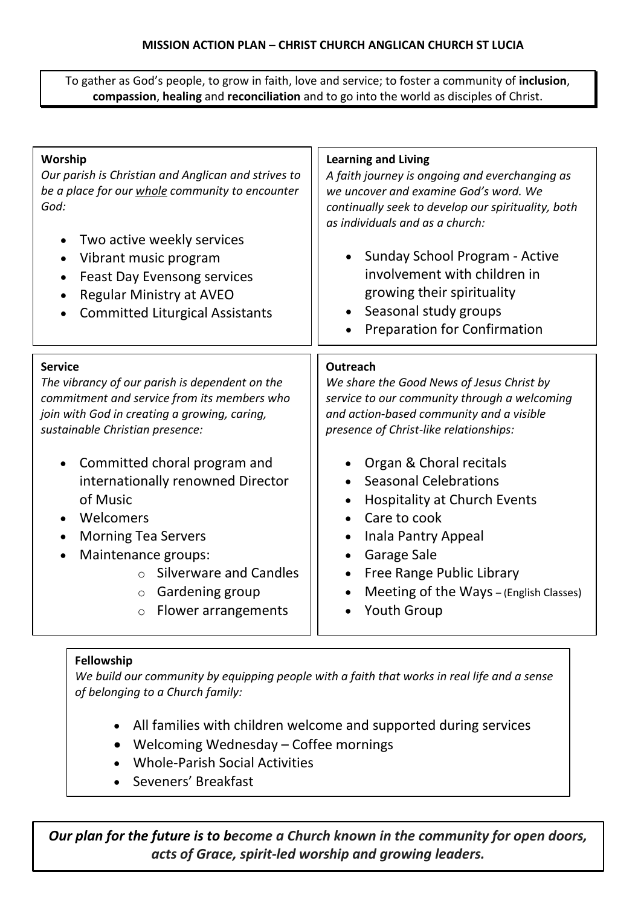# MISSION ACTION PLAN – CHRIST CHURCH ANGLICAN CHURCH ST LUCIA

To gather as God's people, to grow in faith, love and service; to foster a community of **inclusion**, **compassion**, **healing** and **reconciliation** and to go into the world as disciples of Christ.

## Worship

*Our parish is Christian and Anglican and strives to be a place for our whole community to encounter God:*

- Two active weekly services
- Vibrant music program
- Feast Day Evensong services
- Regular Ministry at AVEO
- Committed Liturgical Assistants

## Learning and Living

*A faith journey is ongoing and everchanging as we uncover and examine God's word. We continually seek to develop our spirituality, both as individuals and as a church:*

- Sunday School Program - Active involvement with children in growing their spirituality
- Seasonal study groups
- Preparation for Confirmation

## Service

*The vibrancy of our parish is dependent on the commitment and service from its members who join with God in creating a growing, caring, sustainable Christian presence:*

- Committed choral program and internationally renowned Director of Music
- Welcomers
- Morning Tea Servers
- Maintenance groups:
  - Silverware and Candles
  - Gardening group
  - Flower arrangements

## Outreach

*We share the Good News of Jesus Christ by service to our community through a welcoming and action-based community and a visible presence of Christ-like relationships:*

- Organ & Choral recitals
- Seasonal Celebrations
- Hospitality at Church Events
- Care to cook
- Inala Pantry Appeal
- Garage Sale
- Free Range Public Library
- Meeting of the Ways – (English Classes)
- Youth Group

## Fellowship

*We build our community by equipping people with a faith that works in real life and a sense of belonging to a Church family:*

- All families with children welcome and supported during services
- Welcoming Wednesday – Coffee mornings
- Whole-Parish Social Activities
- Seveners' Breakfast

***Our plan for the future is to become a Church known in the community for open doors, acts of Grace, spirit-led worship and growing leaders.***